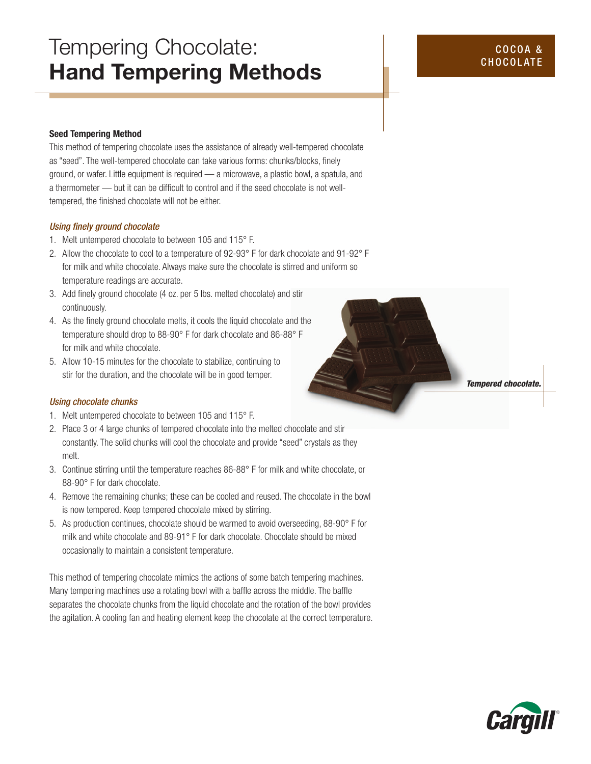# Tempering Chocolate: **Hand Tempering Methods**

COCOA & CHOCOLATE

## Seed Tempering Method

This method of tempering chocolate uses the assistance of already well-tempered chocolate as "seed". The well-tempered chocolate can take various forms: chunks/blocks, finely ground, or wafer. Little equipment is required — a microwave, a plastic bowl, a spatula, and a thermometer — but it can be difficult to control and if the seed chocolate is not well-tempered, the finished chocolate will not be either.

### *Using finely ground chocolate*

1. Melt untempered chocolate to between 105 and 115° F.
2. Allow the chocolate to cool to a temperature of 92-93° F for dark chocolate and 91-92° F for milk and white chocolate. Always make sure the chocolate is stirred and uniform so temperature readings are accurate.
3. Add finely ground chocolate (4 oz. per 5 lbs. melted chocolate) and stir continuously.
4. As the finely ground chocolate melts, it cools the liquid chocolate and the temperature should drop to 88-90° F for dark chocolate and 86-88° F for milk and white chocolate.
5. Allow 10-15 minutes for the chocolate to stabilize, continuing to stir for the duration, and the chocolate will be in good temper.

***Tempered chocolate.***

### *Using chocolate chunks*

1. Melt untempered chocolate to between 105 and 115° F.
2. Place 3 or 4 large chunks of tempered chocolate into the melted chocolate and stir constantly. The solid chunks will cool the chocolate and provide "seed" crystals as they melt.
3. Continue stirring until the temperature reaches 86-88° F for milk and white chocolate, or 88-90° F for dark chocolate.
4. Remove the remaining chunks; these can be cooled and reused. The chocolate in the bowl is now tempered. Keep tempered chocolate mixed by stirring.
5. As production continues, chocolate should be warmed to avoid overseeding, 88-90° F for milk and white chocolate and 89-91° F for dark chocolate. Chocolate should be mixed occasionally to maintain a consistent temperature.

This method of tempering chocolate mimics the actions of some batch tempering machines. Many tempering machines use a rotating bowl with a baffle across the middle. The baffle separates the chocolate chunks from the liquid chocolate and the rotation of the bowl provides the agitation. A cooling fan and heating element keep the chocolate at the correct temperature.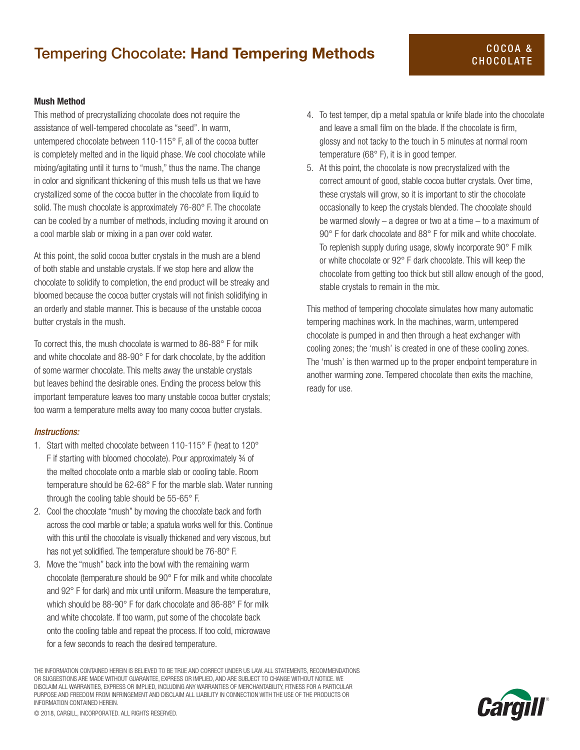# Tempering Chocolate: **Hand Tempering Methods**

COCOA & CHOCOLATE

**Mush Method**

This method of precrystallizing chocolate does not require the assistance of well-tempered chocolate as "seed". In warm, untempered chocolate between 110-115° F, all of the cocoa butter is completely melted and in the liquid phase. We cool chocolate while mixing/agitating until it turns to "mush," thus the name. The change in color and significant thickening of this mush tells us that we have crystallized some of the cocoa butter in the chocolate from liquid to solid. The mush chocolate is approximately 76-80° F. The chocolate can be cooled by a number of methods, including moving it around on a cool marble slab or mixing in a pan over cold water.

At this point, the solid cocoa butter crystals in the mush are a blend of both stable and unstable crystals. If we stop here and allow the chocolate to solidify to completion, the end product will be streaky and bloomed because the cocoa butter crystals will not finish solidifying in an orderly and stable manner. This is because of the unstable cocoa butter crystals in the mush.

To correct this, the mush chocolate is warmed to 86-88° F for milk and white chocolate and 88-90° F for dark chocolate, by the addition of some warmer chocolate. This melts away the unstable crystals but leaves behind the desirable ones. Ending the process below this important temperature leaves too many unstable cocoa butter crystals; too warm a temperature melts away too many cocoa butter crystals.

*Instructions:*

1. Start with melted chocolate between 110-115° F (heat to 120° F if starting with bloomed chocolate). Pour approximately ¾ of the melted chocolate onto a marble slab or cooling table. Room temperature should be 62-68° F for the marble slab. Water running through the cooling table should be 55-65° F.
2. Cool the chocolate "mush" by moving the chocolate back and forth across the cool marble or table; a spatula works well for this. Continue with this until the chocolate is visually thickened and very viscous, but has not yet solidified. The temperature should be 76-80° F.
3. Move the "mush" back into the bowl with the remaining warm chocolate (temperature should be 90° F for milk and white chocolate and 92° F for dark) and mix until uniform. Measure the temperature, which should be 88-90° F for dark chocolate and 86-88° F for milk and white chocolate. If too warm, put some of the chocolate back onto the cooling table and repeat the process. If too cold, microwave for a few seconds to reach the desired temperature.
4. To test temper, dip a metal spatula or knife blade into the chocolate and leave a small film on the blade. If the chocolate is firm, glossy and not tacky to the touch in 5 minutes at normal room temperature (68° F), it is in good temper.
5. At this point, the chocolate is now precrystalized with the correct amount of good, stable cocoa butter crystals. Over time, these crystals will grow, so it is important to stir the chocolate occasionally to keep the crystals blended. The chocolate should be warmed slowly – a degree or two at a time – to a maximum of 90° F for dark chocolate and 88° F for milk and white chocolate. To replenish supply during usage, slowly incorporate 90° F milk or white chocolate or 92° F dark chocolate. This will keep the chocolate from getting too thick but still allow enough of the good, stable crystals to remain in the mix.

This method of tempering chocolate simulates how many automatic tempering machines work. In the machines, warm, untempered chocolate is pumped in and then through a heat exchanger with cooling zones; the 'mush' is created in one of these cooling zones. The 'mush' is then warmed up to the proper endpoint temperature in another warming zone. Tempered chocolate then exits the machine, ready for use.

THE INFORMATION CONTAINED HEREIN IS BELIEVED TO BE TRUE AND CORRECT UNDER US LAW. ALL STATEMENTS, RECOMMENDATIONS OR SUGGESTIONS ARE MADE WITHOUT GUARANTEE, EXPRESS OR IMPLIED, AND ARE SUBJECT TO CHANGE WITHOUT NOTICE. WE DISCLAIM ALL WARRANTIES, EXPRESS OR IMPLIED, INCLUDING ANY WARRANTIES OF MERCHANTABILITY, FITNESS FOR A PARTICULAR PURPOSE AND FREEDOM FROM INFRINGEMENT AND DISCLAIM ALL LIABILITY IN CONNECTION WITH THE USE OF THE PRODUCTS OR INFORMATION CONTAINED HEREIN.

© 2018, CARGILL, INCORPORATED. ALL RIGHTS RESERVED.

Cargill®